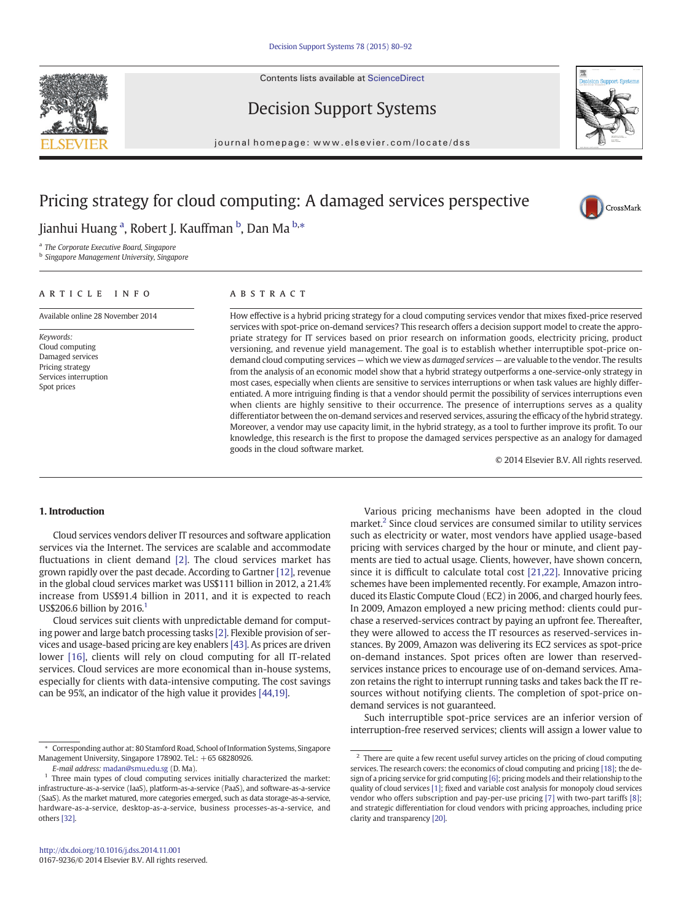# Pricing strategy for cloud computing: A damaged services perspective

Jianhui Huang [a], Robert J. Kauffman [b], Dan Ma [b,*]

[a] The Corporate Executive Board, Singapore
[b] Singapore Management University, Singapore

## ARTICLE INFO

Available online 28 November 2014

*Keywords:*
Cloud computing
Damaged services
Pricing strategy
Services interruption
Spot prices

## ABSTRACT

How effective is a hybrid pricing strategy for a cloud computing services vendor that mixes fixed-price reserved services with spot-price on-demand services? This research offers a decision support model to create the appropriate strategy for IT services based on prior research on information goods, electricity pricing, product versioning, and revenue yield management. The goal is to establish whether interruptible spot-price on-demand cloud computing services — which we view as *damaged services* — are valuable to the vendor. The results from the analysis of an economic model show that a hybrid strategy outperforms a one-service-only strategy in most cases, especially when clients are sensitive to services interruptions or when task values are highly differentiated. A more intriguing finding is that a vendor should permit the possibility of services interruptions even when clients are highly sensitive to their occurrence. The presence of interruptions serves as a quality differentiator between the on-demand services and reserved services, assuring the efficacy of the hybrid strategy. Moreover, a vendor may use capacity limit, in the hybrid strategy, as a tool to further improve its profit. To our knowledge, this research is the first to propose the damaged services perspective as an analogy for damaged goods in the cloud software market.

© 2014 Elsevier B.V. All rights reserved.

## 1. Introduction

Cloud services vendors deliver IT resources and software application services via the Internet. The services are scalable and accommodate fluctuations in client demand [2]. The cloud services market has grown rapidly over the past decade. According to Gartner [12], revenue in the global cloud services market was US$111 billion in 2012, a 21.4% increase from US$91.4 billion in 2011, and it is expected to reach US$206.6 billion by 2016.[1]

Cloud services suit clients with unpredictable demand for computing power and large batch processing tasks [2]. Flexible provision of services and usage-based pricing are key enablers [43]. As prices are driven lower [16], clients will rely on cloud computing for all IT-related services. Cloud services are more economical than in-house systems, especially for clients with data-intensive computing. The cost savings can be 95%, an indicator of the high value it provides [44,19].

Various pricing mechanisms have been adopted in the cloud market.[2] Since cloud services are consumed similar to utility services such as electricity or water, most vendors have applied usage-based pricing with services charged by the hour or minute, and client payments are tied to actual usage. Clients, however, have shown concern, since it is difficult to calculate total cost [21,22]. Innovative pricing schemes have been implemented recently. For example, Amazon introduced its Elastic Compute Cloud (EC2) in 2006, and charged hourly fees. In 2009, Amazon employed a new pricing method: clients could purchase a reserved-services contract by paying an upfront fee. Thereafter, they were allowed to access the IT resources as reserved-services instances. By 2009, Amazon was delivering its EC2 services as spot-price on-demand instances. Spot prices often are lower than reserved-services instance prices to encourage use of on-demand services. Amazon retains the right to interrupt running tasks and takes back the IT resources without notifying clients. The completion of spot-price on-demand services is not guaranteed.

Such interruptible spot-price services are an inferior version of interruption-free reserved services; clients will assign a lower value to

---

* Corresponding author at: 80 Stamford Road, School of Information Systems, Singapore Management University, Singapore 178902. Tel.: +65 68280926.
*E-mail address:* madan@smu.edu.sg (D. Ma).

[1] Three main types of cloud computing services initially characterized the market: infrastructure-as-a-service (IaaS), platform-as-a-service (PaaS), and software-as-a-service (SaaS). As the market matured, more categories emerged, such as data storage-as-a-service, hardware-as-a-service, desktop-as-a-service, business processes-as-a-service, and others [32].

[2] There are quite a few recent useful survey articles on the pricing of cloud computing services. The research covers: the economics of cloud computing and pricing [18]; the design of a pricing service for grid computing [6]; pricing models and their relationship to the quality of cloud services [1]; fixed and variable cost analysis for monopoly cloud services vendor who offers subscription and pay-per-use pricing [7] with two-part tariffs [8]; and strategic differentiation for cloud vendors with pricing approaches, including price clarity and transparency [20].

http://dx.doi.org/10.1016/j.dss.2014.11.001
0167-9236/© 2014 Elsevier B.V. All rights reserved.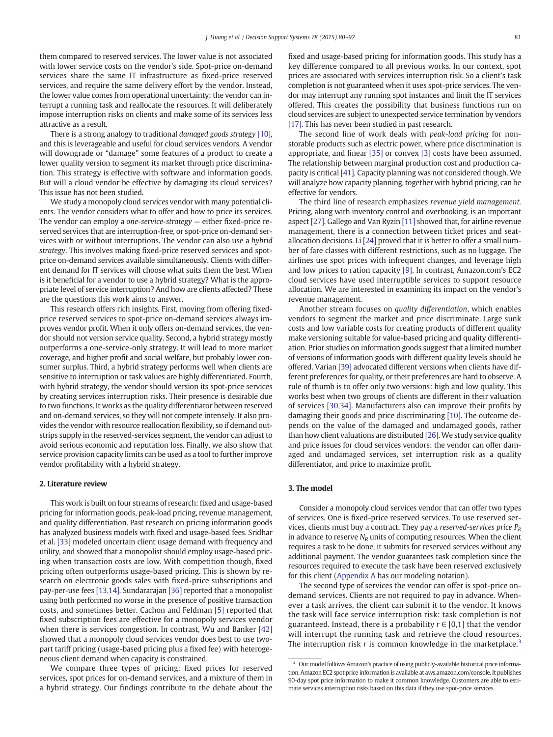them compared to reserved services. The lower value is not associated with lower service costs on the vendor's side. Spot-price on-demand services share the same IT infrastructure as fixed-price reserved services, and require the same delivery effort by the vendor. Instead, the lower value comes from operational uncertainty: the vendor can interrupt a running task and reallocate the resources. It will deliberately impose interruption risks on clients and make some of its services less attractive as a result.

There is a strong analogy to traditional *damaged goods strategy* [10], and this is leverageable and useful for cloud services vendors. A vendor will downgrade or "damage" some features of a product to create a lower quality version to segment its market through price discrimination. This strategy is effective with software and information goods. But will a cloud vendor be effective by damaging its cloud services? This issue has not been studied.

We study a monopoly cloud services vendor with many potential clients. The vendor considers what to offer and how to price its services. The vendor can employ a *one-service-strategy* — either fixed-price reserved services that are interruption-free, or spot-price on-demand services with or without interruptions. The vendor can also use a *hybrid strategy*. This involves making fixed-price reserved services and spot-price on-demand services available simultaneously. Clients with different demand for IT services will choose what suits them the best. When is it beneficial for a vendor to use a hybrid strategy? What is the appropriate level of service interruption? And how are clients affected? These are the questions this work aims to answer.

This research offers rich insights. First, moving from offering fixed-price reserved services to spot-price on-demand services always improves vendor profit. When it only offers on-demand services, the vendor should not version service quality. Second, a hybrid strategy mostly outperforms a one-service-only strategy. It will lead to more market coverage, and higher profit and social welfare, but probably lower consumer surplus. Third, a hybrid strategy performs well when clients are sensitive to interruption or task values are highly differentiated. Fourth, with hybrid strategy, the vendor should version its spot-price services by creating services interruption risks. Their presence is desirable due to two functions. It works as the quality differentiator between reserved and on-demand services, so they will not compete intensely. It also provides the vendor with resource reallocation flexibility, so if demand outstrips supply in the reserved-services segment, the vendor can adjust to avoid serious economic and reputation loss. Finally, we also show that service provision capacity limits can be used as a tool to further improve vendor profitability with a hybrid strategy.

## 2. Literature review

This work is built on four streams of research: fixed and usage-based pricing for information goods, peak-load pricing, revenue management, and quality differentiation. Past research on pricing information goods has analyzed business models with fixed and usage-based fees. Sridhar et al. [33] modeled uncertain client usage demand with frequency and utility, and showed that a monopolist should employ usage-based pricing when transaction costs are low. With competition though, fixed pricing often outperforms usage-based pricing. This is shown by research on electronic goods sales with fixed-price subscriptions and pay-per-use fees [13,14]. Sundararajan [36] reported that a monopolist using both performed no worse in the presence of positive transaction costs, and sometimes better. Cachon and Feldman [5] reported that fixed subscription fees are effective for a monopoly services vendor when there is services congestion. In contrast, Wu and Banker [42] showed that a monopoly cloud services vendor does best to use two-part tariff pricing (usage-based pricing plus a fixed fee) with heterogeneous client demand when capacity is constrained.

We compare three types of pricing: fixed prices for reserved services, spot prices for on-demand services, and a mixture of them in a hybrid strategy. Our findings contribute to the debate about the fixed and usage-based pricing for information goods. This study has a key difference compared to all previous works. In our context, spot prices are associated with services interruption risk. So a client's task completion is not guaranteed when it uses spot-price services. The vendor may interrupt any running spot instances and limit the IT services offered. This creates the possibility that business functions run on cloud services are subject to unexpected service termination by vendors [17]. This has never been studied in past research.

The second line of work deals with *peak-load pricing* for non-storable products such as electric power, where price discrimination is appropriate, and linear [35] or convex [3] costs have been assumed. The relationship between marginal production cost and production capacity is critical [41]. Capacity planning was not considered though. We will analyze how capacity planning, together with hybrid pricing, can be effective for vendors.

The third line of research emphasizes *revenue yield management.* Pricing, along with inventory control and overbooking, is an important aspect [27]. Gallego and Van Ryzin [11] showed that, for airline revenue management, there is a connection between ticket prices and seat-allocation decisions. Li [24] proved that it is better to offer a small number of fare classes with different restrictions, such as no luggage. The airlines use spot prices with infrequent changes, and leverage high and low prices to ration capacity [9]. In contrast, Amazon.com's EC2 cloud services have used interruptible services to support resource allocation. We are interested in examining its impact on the vendor's revenue management.

Another stream focuses on *quality differentiation*, which enables vendors to segment the market and price discriminate. Large sunk costs and low variable costs for creating products of different quality make versioning suitable for value-based pricing and quality differentiation. Prior studies on information goods suggest that a limited number of versions of information goods with different quality levels should be offered. Varian [39] advocated different versions when clients have different preferences for quality, or their preferences are hard to observe. A rule of thumb is to offer only two versions: high and low quality. This works best when two groups of clients are different in their valuation of services [30,34]. Manufacturers also can improve their profits by damaging their goods and price discriminating [10]. The outcome depends on the value of the damaged and undamaged goods, rather than how client valuations are distributed [26]. We study service quality and price issues for cloud services vendors: the vendor can offer damaged and undamaged services, set interruption risk as a quality differentiator, and price to maximize profit.

## 3. The model

Consider a monopoly cloud services vendor that can offer two types of services. One is fixed-price reserved services. To use reserved services, clients must buy a contract. They pay a *reserved-services price* $P_R$ in advance to reserve $N_R$ units of computing resources. When the client requires a task to be done, it submits for reserved services without any additional payment. The vendor guarantees task completion since the resources required to execute the task have been reserved exclusively for this client (Appendix A has our modeling notation).

The second type of services the vendor can offer is spot-price on-demand services. Clients are not required to pay in advance. Whenever a task arrives, the client can submit it to the vendor. It knows the task will face service interruption risk: task completion is not guaranteed. Instead, there is a probability $r \in [0,1]$ that the vendor will interrupt the running task and retrieve the cloud resources. The interruption risk $r$ is common knowledge in the marketplace.[3]

[3] Our model follows Amazon's practice of using publicly-available historical price information. Amazon EC2 spot price information is available at aws.amazon.com/console. It publishes 90-day spot price information to make it common knowledge. Customers are able to estimate services interruption risks based on this data if they use spot-price services.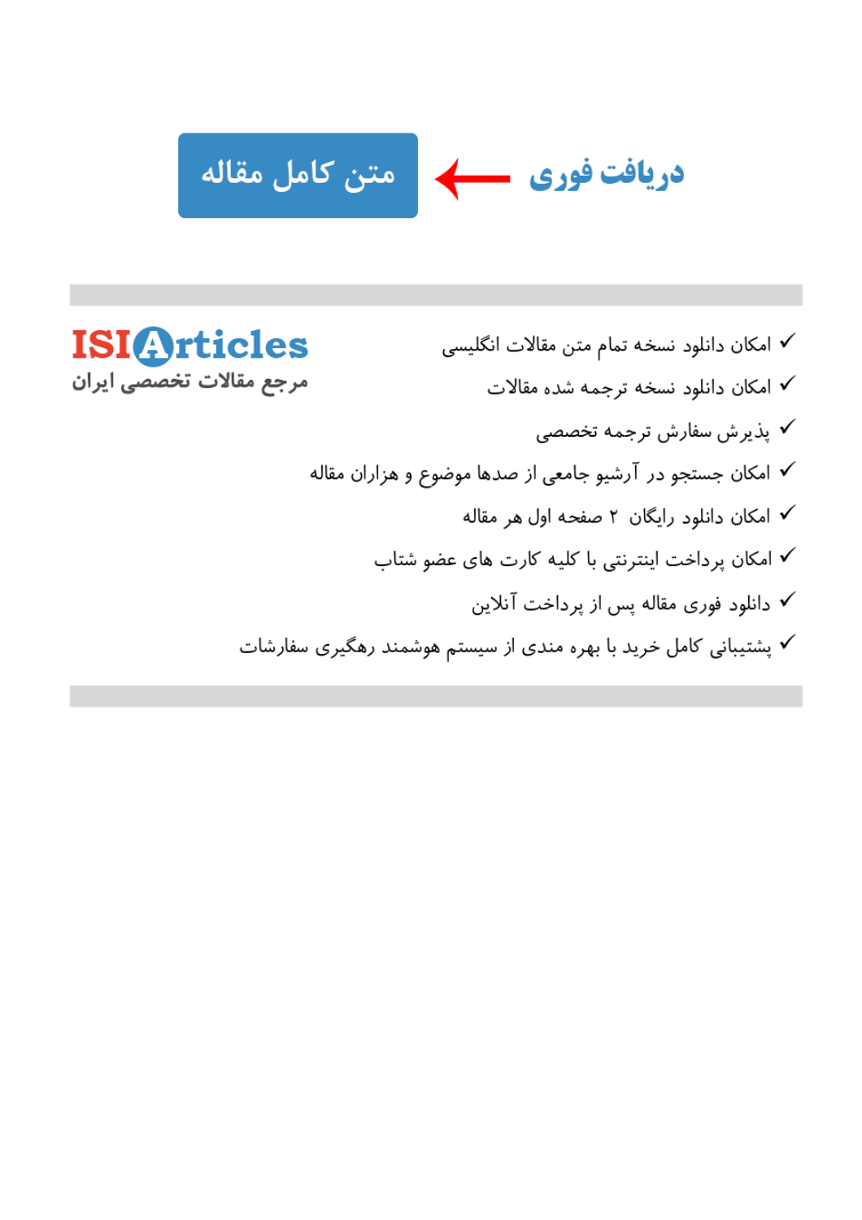دریافت فوری ← **متن کامل مقاله**

**ISIArticles**
مرجع مقالات تخصصی ایران

- ✓ امکان دانلود نسخه تمام متن مقالات انگلیسی
- ✓ امکان دانلود نسخه ترجمه شده مقالات
- ✓ پذیرش سفارش ترجمه تخصصی
- ✓ امکان جستجو در آرشیو جامعی از صدها موضوع و هزاران مقاله
- ✓ امکان دانلود رایگان ۲ صفحه اول هر مقاله
- ✓ امکان پرداخت اینترنتی با کلیه کارت های عضو شتاب
- ✓ دانلود فوری مقاله پس از پرداخت آنلاین
- ✓ پشتیبانی کامل خرید با بهره مندی از سیستم هوشمند رهگیری سفارشات